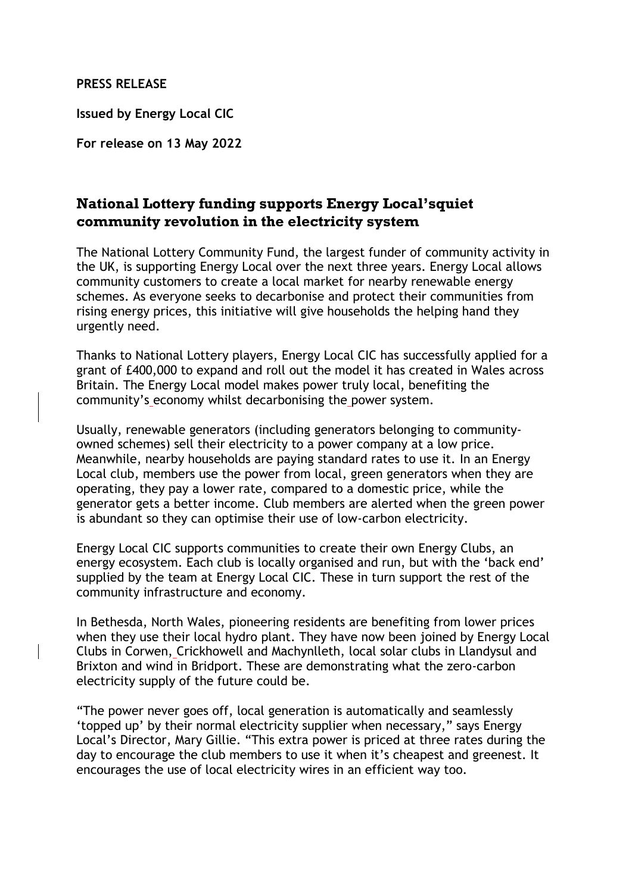**PRESS RELEASE**

**Issued by Energy Local CIC**

**For release on 13 May 2022**

## National Lottery funding supports Energy Local'squiet community revolution in the electricity system

The National Lottery Community Fund, the largest funder of community activity in the UK, is supporting Energy Local over the next three years. Energy Local allows community customers to create a local market for nearby renewable energy schemes. As everyone seeks to decarbonise and protect their communities from rising energy prices, this initiative will give households the helping hand they urgently need.

Thanks to National Lottery players, Energy Local CIC has successfully applied for a grant of £400,000 to expand and roll out the model it has created in Wales across Britain. The Energy Local model makes power truly local, benefiting the community's economy whilst decarbonising the power system.

Usually, renewable generators (including generators belonging to community-owned schemes) sell their electricity to a power company at a low price. Meanwhile, nearby households are paying standard rates to use it. In an Energy Local club, members use the power from local, green generators when they are operating, they pay a lower rate, compared to a domestic price, while the generator gets a better income. Club members are alerted when the green power is abundant so they can optimise their use of low-carbon electricity.

Energy Local CIC supports communities to create their own Energy Clubs, an energy ecosystem. Each club is locally organised and run, but with the 'back end' supplied by the team at Energy Local CIC. These in turn support the rest of the community infrastructure and economy.

In Bethesda, North Wales, pioneering residents are benefiting from lower prices when they use their local hydro plant. They have now been joined by Energy Local Clubs in Corwen, Crickhowell and Machynlleth, local solar clubs in Llandysul and Brixton and wind in Bridport. These are demonstrating what the zero-carbon electricity supply of the future could be.

"The power never goes off, local generation is automatically and seamlessly 'topped up' by their normal electricity supplier when necessary," says Energy Local's Director, Mary Gillie. "This extra power is priced at three rates during the day to encourage the club members to use it when it's cheapest and greenest. It encourages the use of local electricity wires in an efficient way too.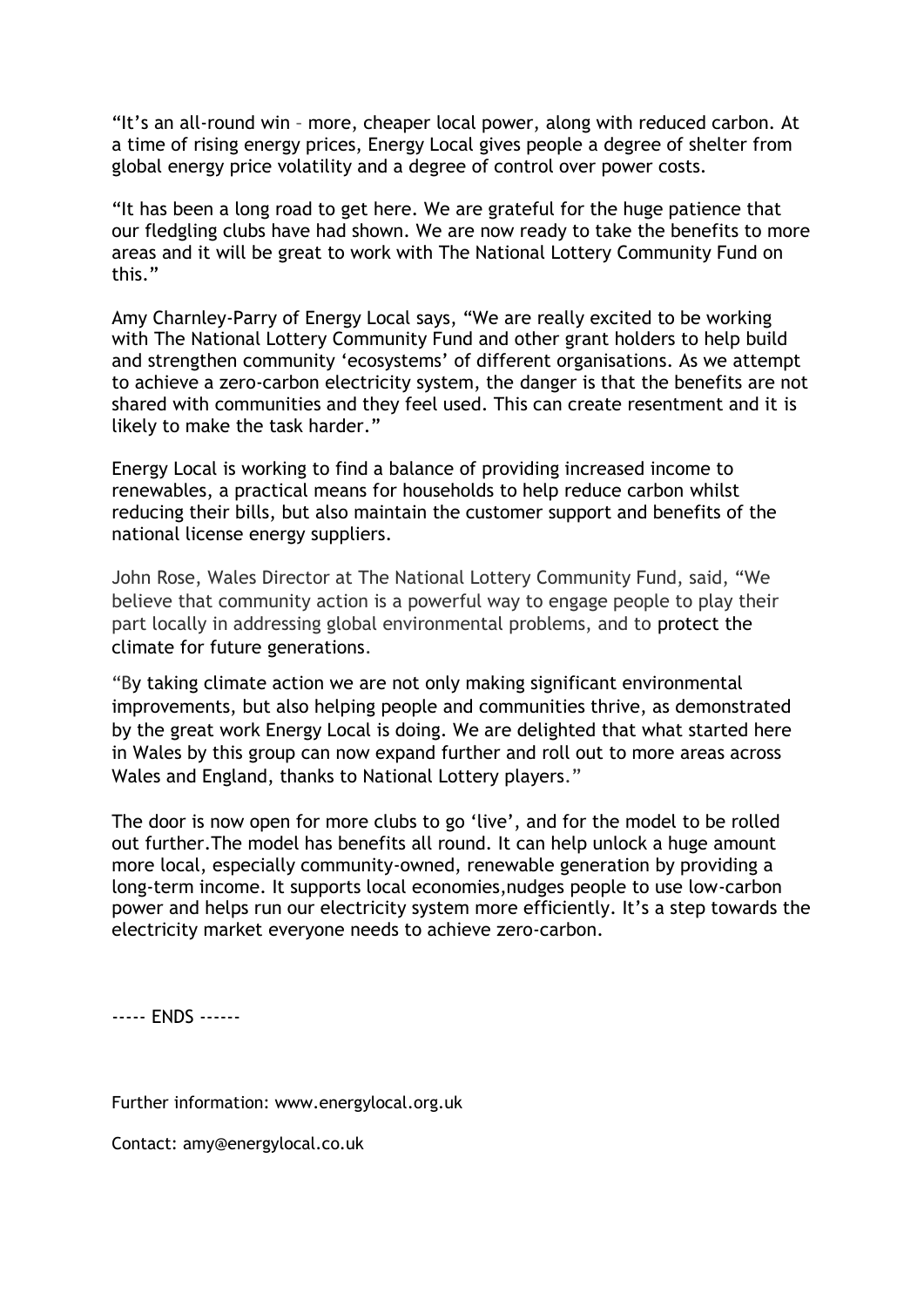"It's an all-round win – more, cheaper local power, along with reduced carbon. At a time of rising energy prices, Energy Local gives people a degree of shelter from global energy price volatility and a degree of control over power costs.

"It has been a long road to get here. We are grateful for the huge patience that our fledgling clubs have had shown. We are now ready to take the benefits to more areas and it will be great to work with The National Lottery Community Fund on this."

Amy Charnley-Parry of Energy Local says, "We are really excited to be working with The National Lottery Community Fund and other grant holders to help build and strengthen community 'ecosystems' of different organisations. As we attempt to achieve a zero-carbon electricity system, the danger is that the benefits are not shared with communities and they feel used. This can create resentment and it is likely to make the task harder."

Energy Local is working to find a balance of providing increased income to renewables, a practical means for households to help reduce carbon whilst reducing their bills, but also maintain the customer support and benefits of the national license energy suppliers.

John Rose, Wales Director at The National Lottery Community Fund, said, "We believe that community action is a powerful way to engage people to play their part locally in addressing global environmental problems, and to protect the climate for future generations.

"By taking climate action we are not only making significant environmental improvements, but also helping people and communities thrive, as demonstrated by the great work Energy Local is doing. We are delighted that what started here in Wales by this group can now expand further and roll out to more areas across Wales and England, thanks to National Lottery players."

The door is now open for more clubs to go 'live', and for the model to be rolled out further.The model has benefits all round. It can help unlock a huge amount more local, especially community-owned, renewable generation by providing a long-term income. It supports local economies,nudges people to use low-carbon power and helps run our electricity system more efficiently. It's a step towards the electricity market everyone needs to achieve zero-carbon.

----- ENDS ------

Further information: www.energylocal.org.uk

Contact: amy@energylocal.co.uk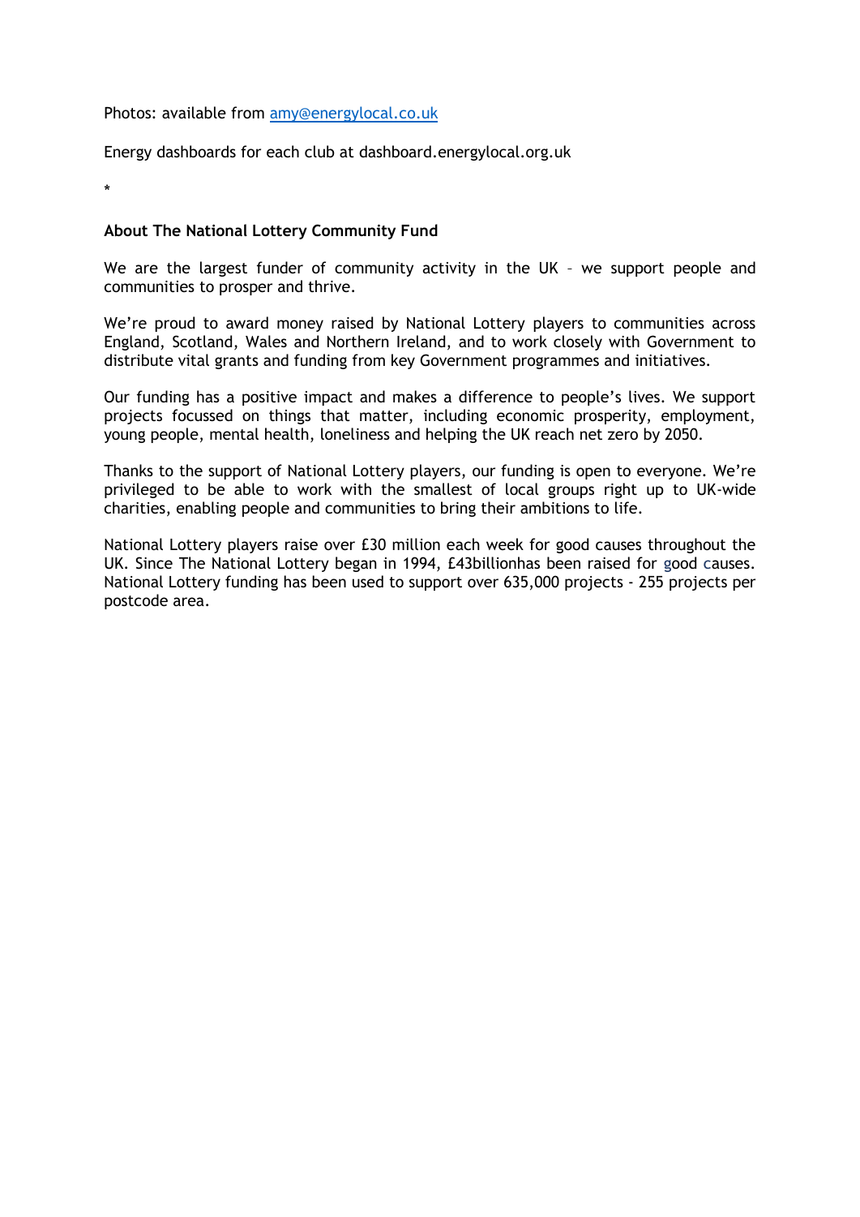Photos: available from [amy@energylocal.co.uk](mailto:amy@energylocal.co.uk)

Energy dashboards for each club at dashboard.energylocal.org.uk

*

**About The National Lottery Community Fund**

We are the largest funder of community activity in the UK – we support people and communities to prosper and thrive.

We're proud to award money raised by National Lottery players to communities across England, Scotland, Wales and Northern Ireland, and to work closely with Government to distribute vital grants and funding from key Government programmes and initiatives.

Our funding has a positive impact and makes a difference to people's lives. We support projects focussed on things that matter, including economic prosperity, employment, young people, mental health, loneliness and helping the UK reach net zero by 2050.

Thanks to the support of National Lottery players, our funding is open to everyone. We're privileged to be able to work with the smallest of local groups right up to UK-wide charities, enabling people and communities to bring their ambitions to life.

National Lottery players raise over £30 million each week for good causes throughout the UK. Since The National Lottery began in 1994, £43billionhas been raised for good causes. National Lottery funding has been used to support over 635,000 projects - 255 projects per postcode area.